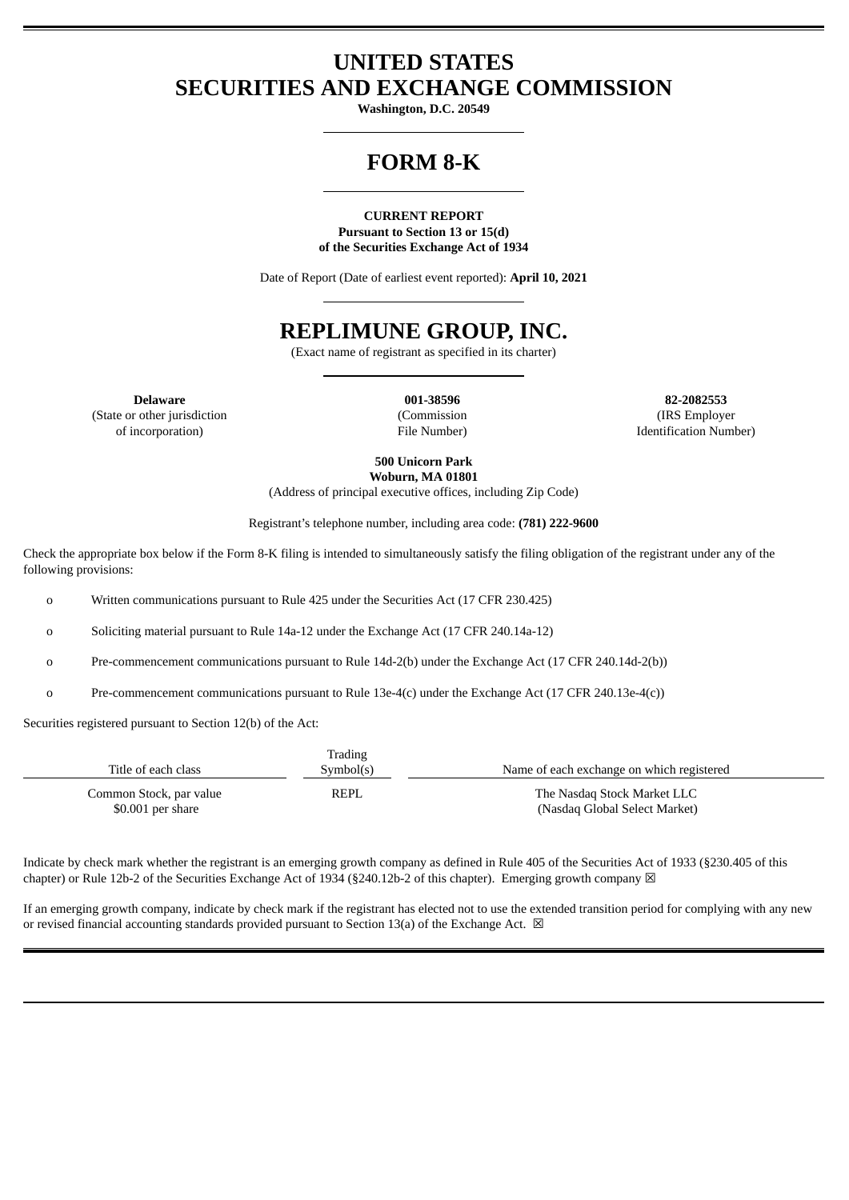# UNITED STATES
# SECURITIES AND EXCHANGE COMMISSION

**Washington, D.C. 20549**

# FORM 8-K

**CURRENT REPORT**
**Pursuant to Section 13 or 15(d)**
**of the Securities Exchange Act of 1934**

Date of Report (Date of earliest event reported): **April 10, 2021**

# REPLIMUNE GROUP, INC.

(Exact name of registrant as specified in its charter)

| **Delaware** | **001-38596** | **82-2082553** |
|---|---|---|
| (State or other jurisdiction of incorporation) | (Commission File Number) | (IRS Employer Identification Number) |

**500 Unicorn Park**
**Woburn, MA 01801**
(Address of principal executive offices, including Zip Code)

Registrant's telephone number, including area code: **(781) 222-9600**

Check the appropriate box below if the Form 8-K filing is intended to simultaneously satisfy the filing obligation of the registrant under any of the following provisions:

o Written communications pursuant to Rule 425 under the Securities Act (17 CFR 230.425)

o Soliciting material pursuant to Rule 14a-12 under the Exchange Act (17 CFR 240.14a-12)

o Pre-commencement communications pursuant to Rule 14d-2(b) under the Exchange Act (17 CFR 240.14d-2(b))

o Pre-commencement communications pursuant to Rule 13e-4(c) under the Exchange Act (17 CFR 240.13e-4(c))

Securities registered pursuant to Section 12(b) of the Act:

| Title of each class | Trading Symbol(s) | Name of each exchange on which registered |
|---|---|---|
| Common Stock, par value $0.001 per share | REPL | The Nasdaq Stock Market LLC (Nasdaq Global Select Market) |

Indicate by check mark whether the registrant is an emerging growth company as defined in Rule 405 of the Securities Act of 1933 (§230.405 of this chapter) or Rule 12b-2 of the Securities Exchange Act of 1934 (§240.12b-2 of this chapter). Emerging growth company ☒

If an emerging growth company, indicate by check mark if the registrant has elected not to use the extended transition period for complying with any new or revised financial accounting standards provided pursuant to Section 13(a) of the Exchange Act. ☒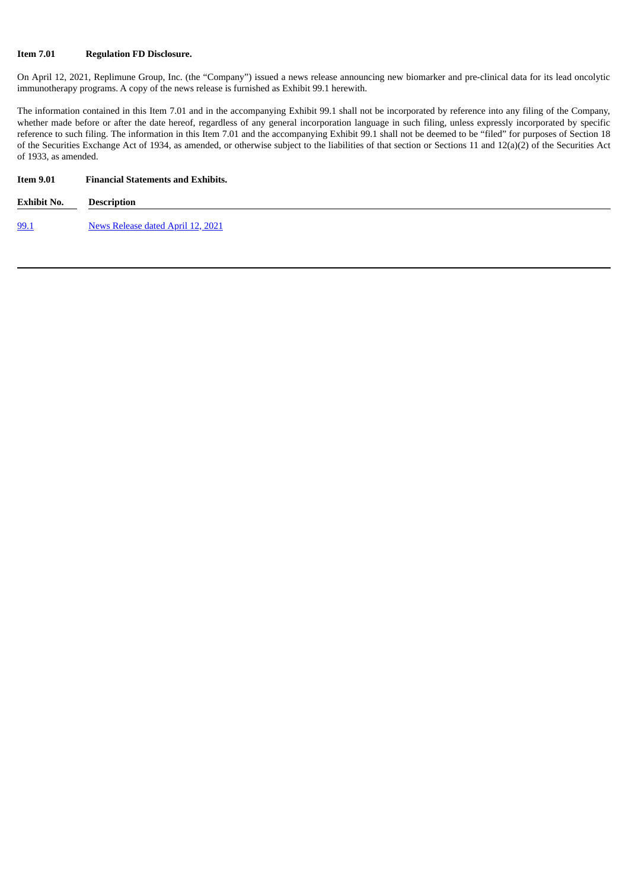**Item 7.01 Regulation FD Disclosure.**

On April 12, 2021, Replimune Group, Inc. (the "Company") issued a news release announcing new biomarker and pre-clinical data for its lead oncolytic immunotherapy programs. A copy of the news release is furnished as Exhibit 99.1 herewith.

The information contained in this Item 7.01 and in the accompanying Exhibit 99.1 shall not be incorporated by reference into any filing of the Company, whether made before or after the date hereof, regardless of any general incorporation language in such filing, unless expressly incorporated by specific reference to such filing. The information in this Item 7.01 and the accompanying Exhibit 99.1 shall not be deemed to be "filed" for purposes of Section 18 of the Securities Exchange Act of 1934, as amended, or otherwise subject to the liabilities of that section or Sections 11 and 12(a)(2) of the Securities Act of 1933, as amended.

**Item 9.01 Financial Statements and Exhibits.**

| Exhibit No. | Description |
| --- | --- |
| 99.1 | News Release dated April 12, 2021 |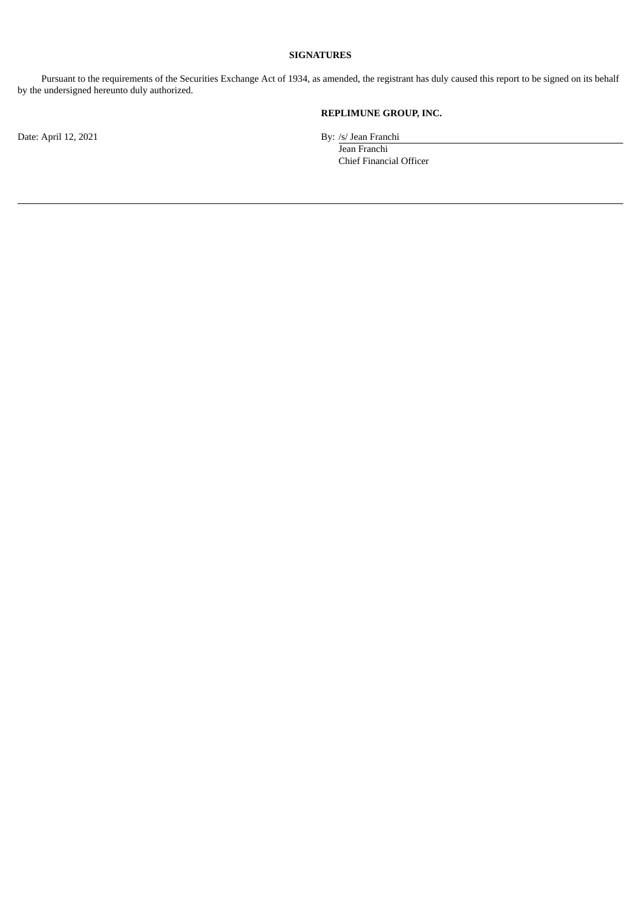## SIGNATURES

Pursuant to the requirements of the Securities Exchange Act of 1934, as amended, the registrant has duly caused this report to be signed on its behalf by the undersigned hereunto duly authorized.

**REPLIMUNE GROUP, INC.**

Date: April 12, 2021

By: /s/ Jean Franchi
Jean Franchi
Chief Financial Officer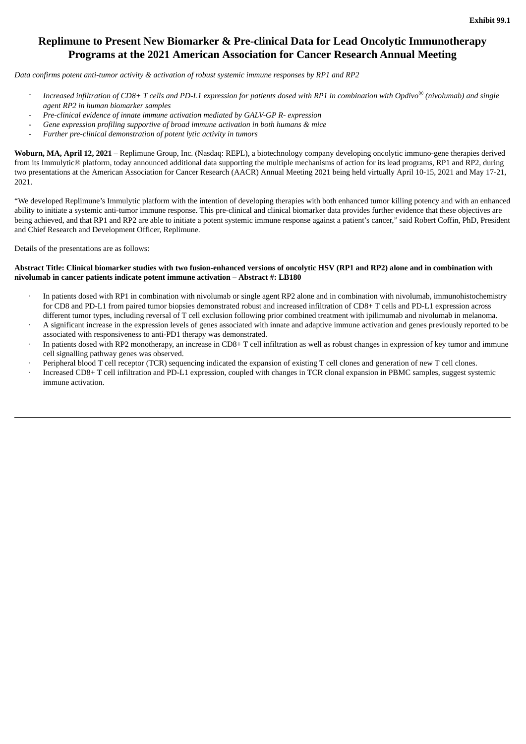Exhibit 99.1

# Replimune to Present New Biomarker & Pre-clinical Data for Lead Oncolytic Immunotherapy Programs at the 2021 American Association for Cancer Research Annual Meeting

*Data confirms potent anti-tumor activity & activation of robust systemic immune responses by RP1 and RP2*

- *Increased infiltration of CD8+ T cells and PD-L1 expression for patients dosed with RP1 in combination with Opdivo® (nivolumab) and single agent RP2 in human biomarker samples*
- *Pre-clinical evidence of innate immune activation mediated by GALV-GP R- expression*
- *Gene expression profiling supportive of broad immune activation in both humans & mice*
- *Further pre-clinical demonstration of potent lytic activity in tumors*

**Woburn, MA, April 12, 2021** – Replimune Group, Inc. (Nasdaq: REPL), a biotechnology company developing oncolytic immuno-gene therapies derived from its Immulytic® platform, today announced additional data supporting the multiple mechanisms of action for its lead programs, RP1 and RP2, during two presentations at the American Association for Cancer Research (AACR) Annual Meeting 2021 being held virtually April 10-15, 2021 and May 17-21, 2021.

"We developed Replimune's Immulytic platform with the intention of developing therapies with both enhanced tumor killing potency and with an enhanced ability to initiate a systemic anti-tumor immune response. This pre-clinical and clinical biomarker data provides further evidence that these objectives are being achieved, and that RP1 and RP2 are able to initiate a potent systemic immune response against a patient's cancer," said Robert Coffin, PhD, President and Chief Research and Development Officer, Replimune.

Details of the presentations are as follows:

**Abstract Title: Clinical biomarker studies with two fusion-enhanced versions of oncolytic HSV (RP1 and RP2) alone and in combination with nivolumab in cancer patients indicate potent immune activation – Abstract #: LB180**

- In patients dosed with RP1 in combination with nivolumab or single agent RP2 alone and in combination with nivolumab, immunohistochemistry for CD8 and PD-L1 from paired tumor biopsies demonstrated robust and increased infiltration of CD8+ T cells and PD-L1 expression across different tumor types, including reversal of T cell exclusion following prior combined treatment with ipilimumab and nivolumab in melanoma.
- A significant increase in the expression levels of genes associated with innate and adaptive immune activation and genes previously reported to be associated with responsiveness to anti-PD1 therapy was demonstrated.
- In patients dosed with RP2 monotherapy, an increase in CD8+ T cell infiltration as well as robust changes in expression of key tumor and immune cell signalling pathway genes was observed.
- Peripheral blood T cell receptor (TCR) sequencing indicated the expansion of existing T cell clones and generation of new T cell clones.
- Increased CD8+ T cell infiltration and PD-L1 expression, coupled with changes in TCR clonal expansion in PBMC samples, suggest systemic immune activation.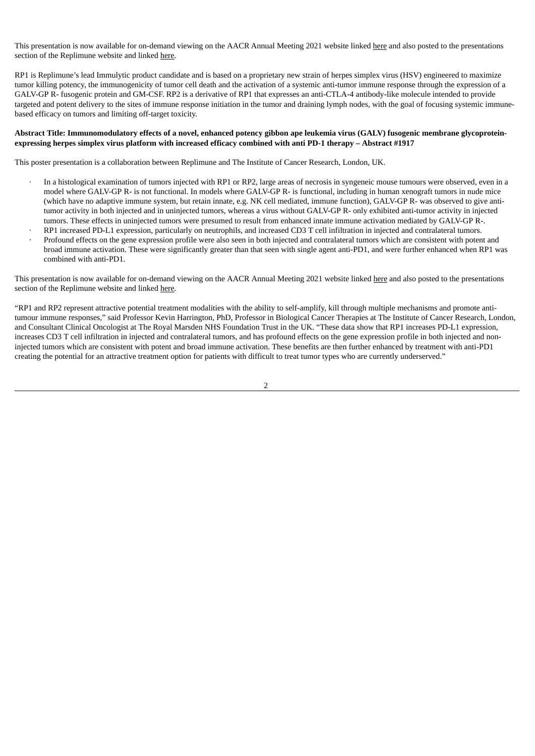This presentation is now available for on-demand viewing on the AACR Annual Meeting 2021 website linked here and also posted to the presentations section of the Replimune website and linked here.

RP1 is Replimune's lead Immulytic product candidate and is based on a proprietary new strain of herpes simplex virus (HSV) engineered to maximize tumor killing potency, the immunogenicity of tumor cell death and the activation of a systemic anti-tumor immune response through the expression of a GALV-GP R- fusogenic protein and GM-CSF. RP2 is a derivative of RP1 that expresses an anti-CTLA-4 antibody-like molecule intended to provide targeted and potent delivery to the sites of immune response initiation in the tumor and draining lymph nodes, with the goal of focusing systemic immune-based efficacy on tumors and limiting off-target toxicity.

**Abstract Title: Immunomodulatory effects of a novel, enhanced potency gibbon ape leukemia virus (GALV) fusogenic membrane glycoprotein-expressing herpes simplex virus platform with increased efficacy combined with anti PD-1 therapy – Abstract #1917**

This poster presentation is a collaboration between Replimune and The Institute of Cancer Research, London, UK.

- In a histological examination of tumors injected with RP1 or RP2, large areas of necrosis in syngeneic mouse tumours were observed, even in a model where GALV-GP R- is not functional. In models where GALV-GP R- is functional, including in human xenograft tumors in nude mice (which have no adaptive immune system, but retain innate, e.g. NK cell mediated, immune function), GALV-GP R- was observed to give anti-tumor activity in both injected and in uninjected tumors, whereas a virus without GALV-GP R- only exhibited anti-tumor activity in injected tumors. These effects in uninjected tumors were presumed to result from enhanced innate immune activation mediated by GALV-GP R-.
- RP1 increased PD-L1 expression, particularly on neutrophils, and increased CD3 T cell infiltration in injected and contralateral tumors.
- Profound effects on the gene expression profile were also seen in both injected and contralateral tumors which are consistent with potent and broad immune activation. These were significantly greater than that seen with single agent anti-PD1, and were further enhanced when RP1 was combined with anti-PD1.

This presentation is now available for on-demand viewing on the AACR Annual Meeting 2021 website linked here and also posted to the presentations section of the Replimune website and linked here.

"RP1 and RP2 represent attractive potential treatment modalities with the ability to self-amplify, kill through multiple mechanisms and promote anti-tumour immune responses," said Professor Kevin Harrington, PhD, Professor in Biological Cancer Therapies at The Institute of Cancer Research, London, and Consultant Clinical Oncologist at The Royal Marsden NHS Foundation Trust in the UK. "These data show that RP1 increases PD-L1 expression, increases CD3 T cell infiltration in injected and contralateral tumors, and has profound effects on the gene expression profile in both injected and non-injected tumors which are consistent with potent and broad immune activation. These benefits are then further enhanced by treatment with anti-PD1 creating the potential for an attractive treatment option for patients with difficult to treat tumor types who are currently underserved."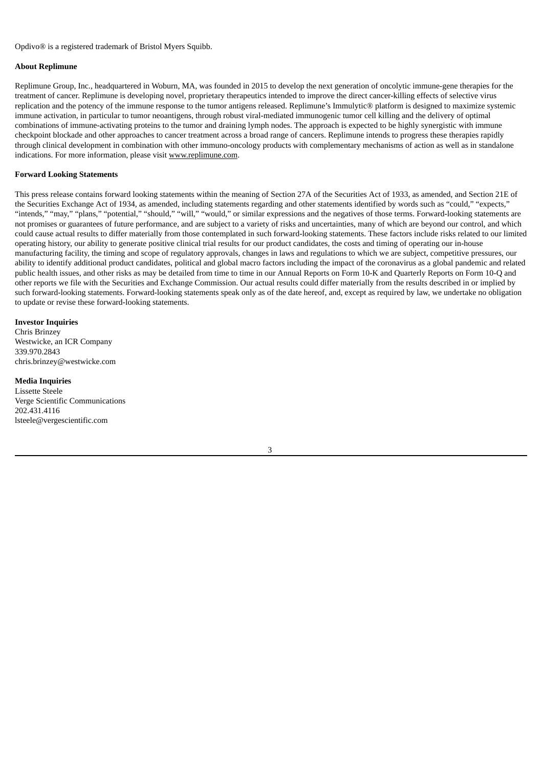Opdivo® is a registered trademark of Bristol Myers Squibb.

**About Replimune**

Replimune Group, Inc., headquartered in Woburn, MA, was founded in 2015 to develop the next generation of oncolytic immune-gene therapies for the treatment of cancer. Replimune is developing novel, proprietary therapeutics intended to improve the direct cancer-killing effects of selective virus replication and the potency of the immune response to the tumor antigens released. Replimune's Immulytic® platform is designed to maximize systemic immune activation, in particular to tumor neoantigens, through robust viral-mediated immunogenic tumor cell killing and the delivery of optimal combinations of immune-activating proteins to the tumor and draining lymph nodes. The approach is expected to be highly synergistic with immune checkpoint blockade and other approaches to cancer treatment across a broad range of cancers. Replimune intends to progress these therapies rapidly through clinical development in combination with other immuno-oncology products with complementary mechanisms of action as well as in standalone indications. For more information, please visit www.replimune.com.

**Forward Looking Statements**

This press release contains forward looking statements within the meaning of Section 27A of the Securities Act of 1933, as amended, and Section 21E of the Securities Exchange Act of 1934, as amended, including statements regarding and other statements identified by words such as "could," "expects," "intends," "may," "plans," "potential," "should," "will," "would," or similar expressions and the negatives of those terms. Forward-looking statements are not promises or guarantees of future performance, and are subject to a variety of risks and uncertainties, many of which are beyond our control, and which could cause actual results to differ materially from those contemplated in such forward-looking statements. These factors include risks related to our limited operating history, our ability to generate positive clinical trial results for our product candidates, the costs and timing of operating our in-house manufacturing facility, the timing and scope of regulatory approvals, changes in laws and regulations to which we are subject, competitive pressures, our ability to identify additional product candidates, political and global macro factors including the impact of the coronavirus as a global pandemic and related public health issues, and other risks as may be detailed from time to time in our Annual Reports on Form 10-K and Quarterly Reports on Form 10-Q and other reports we file with the Securities and Exchange Commission. Our actual results could differ materially from the results described in or implied by such forward-looking statements. Forward-looking statements speak only as of the date hereof, and, except as required by law, we undertake no obligation to update or revise these forward-looking statements.

**Investor Inquiries**
Chris Brinzey
Westwicke, an ICR Company
339.970.2843
chris.brinzey@westwicke.com

**Media Inquiries**
Lissette Steele
Verge Scientific Communications
202.431.4116
lsteele@vergescientific.com